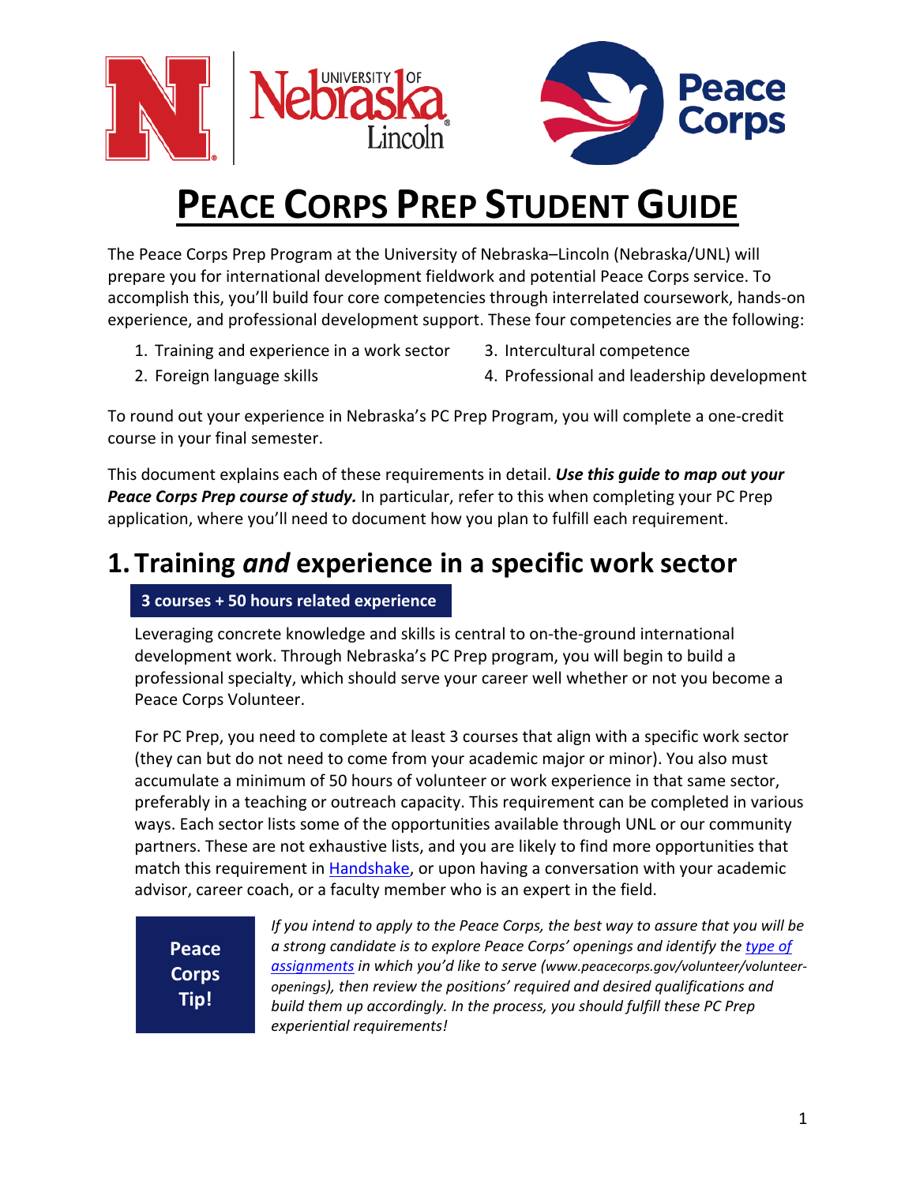# PEACE CORPS PREP STUDENT GUIDE

The Peace Corps Prep Program at the University of Nebraska–Lincoln (Nebraska/UNL) will prepare you for international development fieldwork and potential Peace Corps service. To accomplish this, you'll build four core competencies through interrelated coursework, hands-on experience, and professional development support. These four competencies are the following:

1. Training and experience in a work sector
2. Foreign language skills
3. Intercultural competence
4. Professional and leadership development

To round out your experience in Nebraska's PC Prep Program, you will complete a one-credit course in your final semester.

This document explains each of these requirements in detail. ***Use this guide to map out your Peace Corps Prep course of study.*** In particular, refer to this when completing your PC Prep application, where you'll need to document how you plan to fulfill each requirement.

## 1. Training *and* experience in a specific work sector

**3 courses + 50 hours related experience**

Leveraging concrete knowledge and skills is central to on-the-ground international development work. Through Nebraska's PC Prep program, you will begin to build a professional specialty, which should serve your career well whether or not you become a Peace Corps Volunteer.

For PC Prep, you need to complete at least 3 courses that align with a specific work sector (they can but do not need to come from your academic major or minor). You also must accumulate a minimum of 50 hours of volunteer or work experience in that same sector, preferably in a teaching or outreach capacity. This requirement can be completed in various ways. Each sector lists some of the opportunities available through UNL or our community partners. These are not exhaustive lists, and you are likely to find more opportunities that match this requirement in Handshake, or upon having a conversation with your academic advisor, career coach, or a faculty member who is an expert in the field.

**Peace Corps Tip!**

*If you intend to apply to the Peace Corps, the best way to assure that you will be a strong candidate is to explore Peace Corps' openings and identify the type of assignments in which you'd like to serve (www.peacecorps.gov/volunteer/volunteer-openings), then review the positions' required and desired qualifications and build them up accordingly. In the process, you should fulfill these PC Prep experiential requirements!*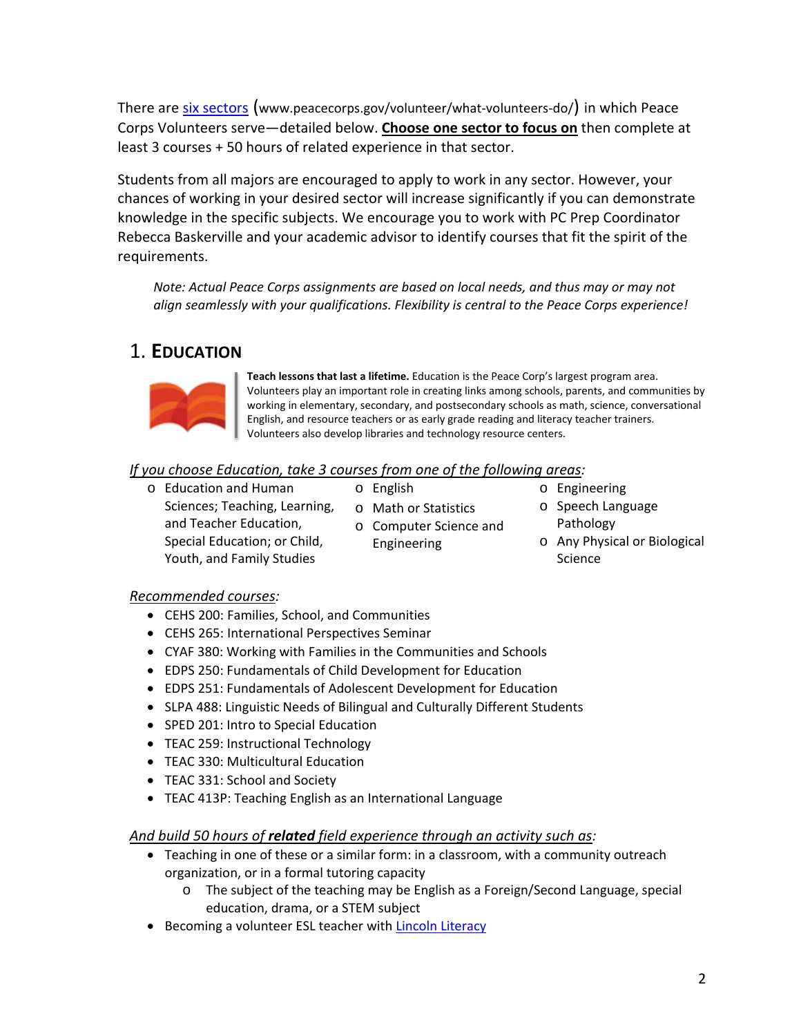There are [six sectors](www.peacecorps.gov/volunteer/what-volunteers-do/) (www.peacecorps.gov/volunteer/what-volunteers-do/) in which Peace Corps Volunteers serve—detailed below. **Choose one sector to focus on** then complete at least 3 courses + 50 hours of related experience in that sector.

Students from all majors are encouraged to apply to work in any sector. However, your chances of working in your desired sector will increase significantly if you can demonstrate knowledge in the specific subjects. We encourage you to work with PC Prep Coordinator Rebecca Baskerville and your academic advisor to identify courses that fit the spirit of the requirements.

*Note: Actual Peace Corps assignments are based on local needs, and thus may or may not align seamlessly with your qualifications. Flexibility is central to the Peace Corps experience!*

## 1. EDUCATION

**Teach lessons that last a lifetime.** Education is the Peace Corp's largest program area. Volunteers play an important role in creating links among schools, parents, and communities by working in elementary, secondary, and postsecondary schools as math, science, conversational English, and resource teachers or as early grade reading and literacy teacher trainers. Volunteers also develop libraries and technology resource centers.

*If you choose Education, take 3 courses from one of the following areas:*

- Education and Human Sciences; Teaching, Learning, and Teacher Education, Special Education; or Child, Youth, and Family Studies
- English
- Math or Statistics
- Computer Science and Engineering
- Engineering
- Speech Language Pathology
- Any Physical or Biological Science

*Recommended courses:*

- CEHS 200: Families, School, and Communities
- CEHS 265: International Perspectives Seminar
- CYAF 380: Working with Families in the Communities and Schools
- EDPS 250: Fundamentals of Child Development for Education
- EDPS 251: Fundamentals of Adolescent Development for Education
- SLPA 488: Linguistic Needs of Bilingual and Culturally Different Students
- SPED 201: Intro to Special Education
- TEAC 259: Instructional Technology
- TEAC 330: Multicultural Education
- TEAC 331: School and Society
- TEAC 413P: Teaching English as an International Language

*And build 50 hours of **related** field experience through an activity such as:*

- Teaching in one of these or a similar form: in a classroom, with a community outreach organization, or in a formal tutoring capacity
  - The subject of the teaching may be English as a Foreign/Second Language, special education, drama, or a STEM subject
- Becoming a volunteer ESL teacher with Lincoln Literacy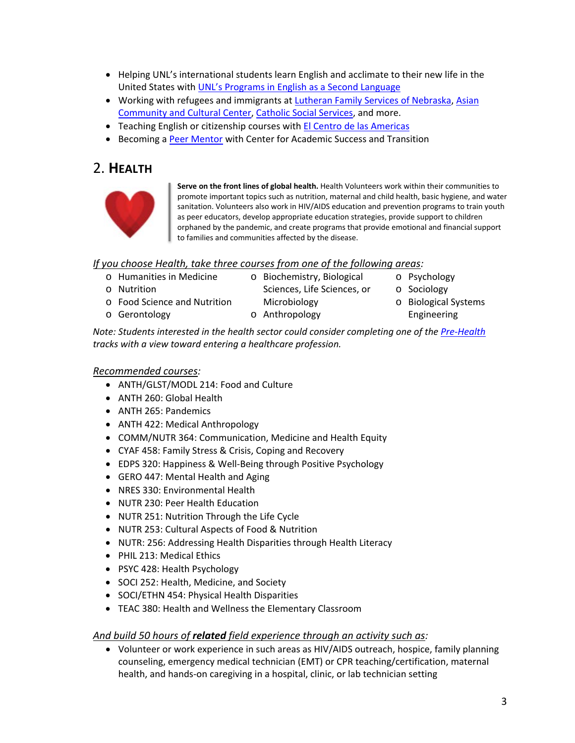- Helping UNL's international students learn English and acclimate to their new life in the United States with UNL's Programs in English as a Second Language
- Working with refugees and immigrants at Lutheran Family Services of Nebraska, Asian Community and Cultural Center, Catholic Social Services, and more.
- Teaching English or citizenship courses with El Centro de las Americas
- Becoming a Peer Mentor with Center for Academic Success and Transition

## 2. HEALTH

**Serve on the front lines of global health.** Health Volunteers work within their communities to promote important topics such as nutrition, maternal and child health, basic hygiene, and water sanitation. Volunteers also work in HIV/AIDS education and prevention programs to train youth as peer educators, develop appropriate education strategies, provide support to children orphaned by the pandemic, and create programs that provide emotional and financial support to families and communities affected by the disease.

*If you choose Health, take three courses from one of the following areas:*

- Humanities in Medicine
- Nutrition
- Food Science and Nutrition
- Gerontology
- Biochemistry, Biological Sciences, Life Sciences, or Microbiology
- Anthropology
- Psychology
- Sociology
- Biological Systems Engineering

*Note: Students interested in the health sector could consider completing one of the Pre-Health tracks with a view toward entering a healthcare profession.*

*Recommended courses:*

- ANTH/GLST/MODL 214: Food and Culture
- ANTH 260: Global Health
- ANTH 265: Pandemics
- ANTH 422: Medical Anthropology
- COMM/NUTR 364: Communication, Medicine and Health Equity
- CYAF 458: Family Stress & Crisis, Coping and Recovery
- EDPS 320: Happiness & Well-Being through Positive Psychology
- GERO 447: Mental Health and Aging
- NRES 330: Environmental Health
- NUTR 230: Peer Health Education
- NUTR 251: Nutrition Through the Life Cycle
- NUTR 253: Cultural Aspects of Food & Nutrition
- NUTR: 256: Addressing Health Disparities through Health Literacy
- PHIL 213: Medical Ethics
- PSYC 428: Health Psychology
- SOCI 252: Health, Medicine, and Society
- SOCI/ETHN 454: Physical Health Disparities
- TEAC 380: Health and Wellness the Elementary Classroom

*And build 50 hours of **related** field experience through an activity such as:*

- Volunteer or work experience in such areas as HIV/AIDS outreach, hospice, family planning counseling, emergency medical technician (EMT) or CPR teaching/certification, maternal health, and hands-on caregiving in a hospital, clinic, or lab technician setting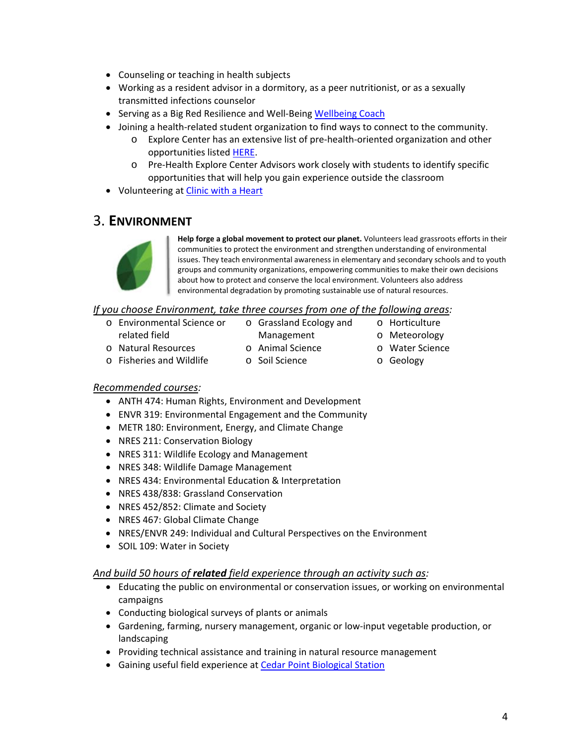- Counseling or teaching in health subjects
- Working as a resident advisor in a dormitory, as a peer nutritionist, or as a sexually transmitted infections counselor
- Serving as a Big Red Resilience and Well-Being Wellbeing Coach
- Joining a health-related student organization to find ways to connect to the community.
  - Explore Center has an extensive list of pre-health-oriented organization and other opportunities listed HERE.
  - Pre-Health Explore Center Advisors work closely with students to identify specific opportunities that will help you gain experience outside the classroom
- Volunteering at Clinic with a Heart

## 3. Environment

**Help forge a global movement to protect our planet.** Volunteers lead grassroots efforts in their communities to protect the environment and strengthen understanding of environmental issues. They teach environmental awareness in elementary and secondary schools and to youth groups and community organizations, empowering communities to make their own decisions about how to protect and conserve the local environment. Volunteers also address environmental degradation by promoting sustainable use of natural resources.

*If you choose Environment, take three courses from one of the following areas:*

- Environmental Science or related field
- Natural Resources
- Fisheries and Wildlife
- Grassland Ecology and Management
- Animal Science
- Soil Science
- Horticulture
- Meteorology
- Water Science
- Geology

*Recommended courses:*

- ANTH 474: Human Rights, Environment and Development
- ENVR 319: Environmental Engagement and the Community
- METR 180: Environment, Energy, and Climate Change
- NRES 211: Conservation Biology
- NRES 311: Wildlife Ecology and Management
- NRES 348: Wildlife Damage Management
- NRES 434: Environmental Education & Interpretation
- NRES 438/838: Grassland Conservation
- NRES 452/852: Climate and Society
- NRES 467: Global Climate Change
- NRES/ENVR 249: Individual and Cultural Perspectives on the Environment
- SOIL 109: Water in Society

*And build 50 hours of **related** field experience through an activity such as:*

- Educating the public on environmental or conservation issues, or working on environmental campaigns
- Conducting biological surveys of plants or animals
- Gardening, farming, nursery management, organic or low-input vegetable production, or landscaping
- Providing technical assistance and training in natural resource management
- Gaining useful field experience at Cedar Point Biological Station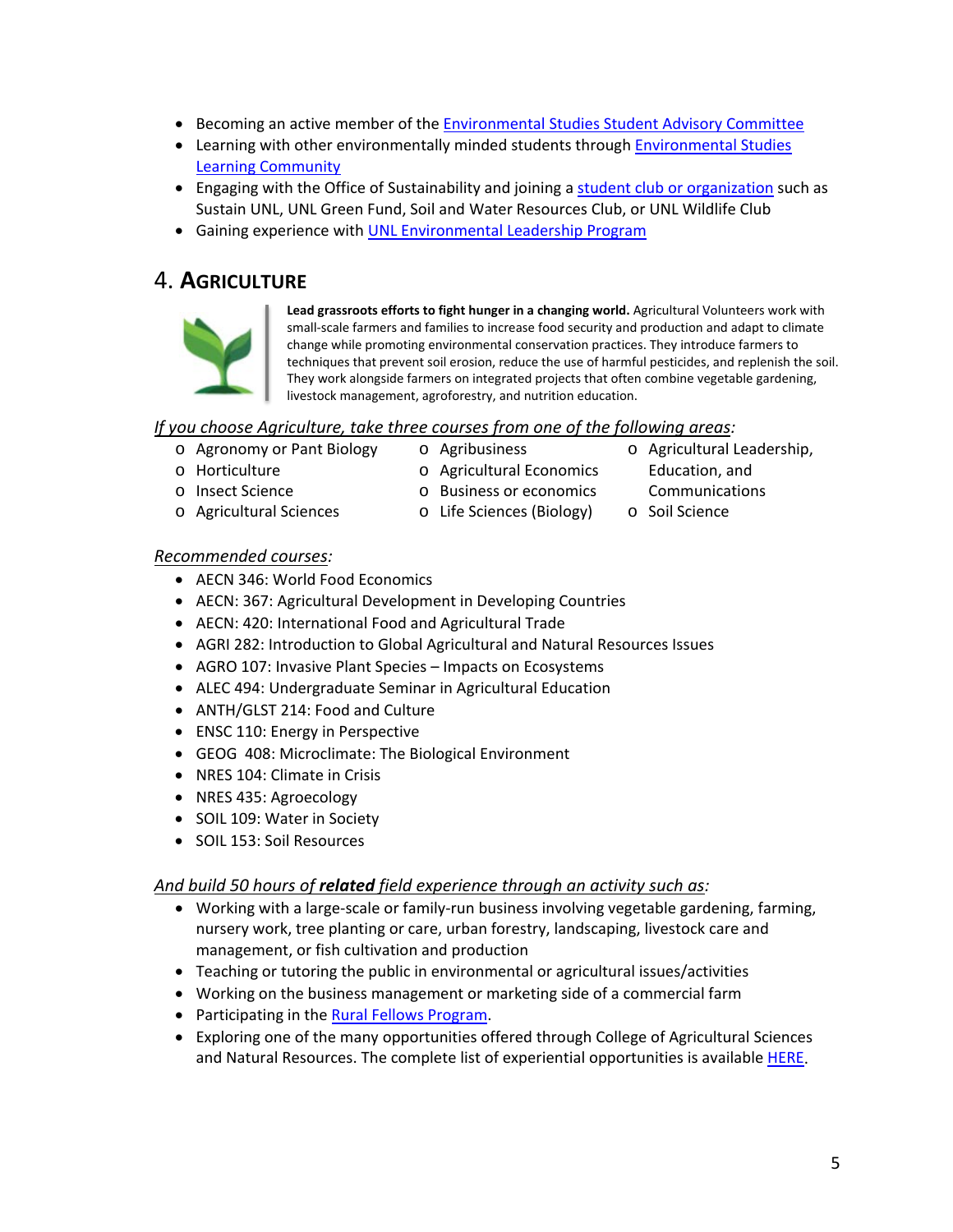- Becoming an active member of the Environmental Studies Student Advisory Committee
- Learning with other environmentally minded students through Environmental Studies Learning Community
- Engaging with the Office of Sustainability and joining a student club or organization such as Sustain UNL, UNL Green Fund, Soil and Water Resources Club, or UNL Wildlife Club
- Gaining experience with UNL Environmental Leadership Program

## 4. Agriculture

**Lead grassroots efforts to fight hunger in a changing world.** Agricultural Volunteers work with small-scale farmers and families to increase food security and production and adapt to climate change while promoting environmental conservation practices. They introduce farmers to techniques that prevent soil erosion, reduce the use of harmful pesticides, and replenish the soil. They work alongside farmers on integrated projects that often combine vegetable gardening, livestock management, agroforestry, and nutrition education.

*If you choose Agriculture, take three courses from one of the following areas:*

- Agronomy or Pant Biology
- Horticulture
- Insect Science
- Agricultural Sciences
- Agribusiness
- Agricultural Economics
- Business or economics
- Life Science (Biology)
- Agricultural Leadership, Education, and Communications
- Soil Science

*Recommended courses:*

- AECN 346: World Food Economics
- AECN: 367: Agricultural Development in Developing Countries
- AECN: 420: International Food and Agricultural Trade
- AGRI 282: Introduction to Global Agricultural and Natural Resources Issues
- AGRO 107: Invasive Plant Species – Impacts on Ecosystems
- ALEC 494: Undergraduate Seminar in Agricultural Education
- ANTH/GLST 214: Food and Culture
- ENSC 110: Energy in Perspective
- GEOG 408: Microclimate: The Biological Environment
- NRES 104: Climate in Crisis
- NRES 435: Agroecology
- SOIL 109: Water in Society
- SOIL 153: Soil Resources

*And build 50 hours of **related** field experience through an activity such as:*

- Working with a large-scale or family-run business involving vegetable gardening, farming, nursery work, tree planting or care, urban forestry, landscaping, livestock care and management, or fish cultivation and production
- Teaching or tutoring the public in environmental or agricultural issues/activities
- Working on the business management or marketing side of a commercial farm
- Participating in the Rural Fellows Program.
- Exploring one of the many opportunities offered through College of Agricultural Sciences and Natural Resources. The complete list of experiential opportunities is available HERE.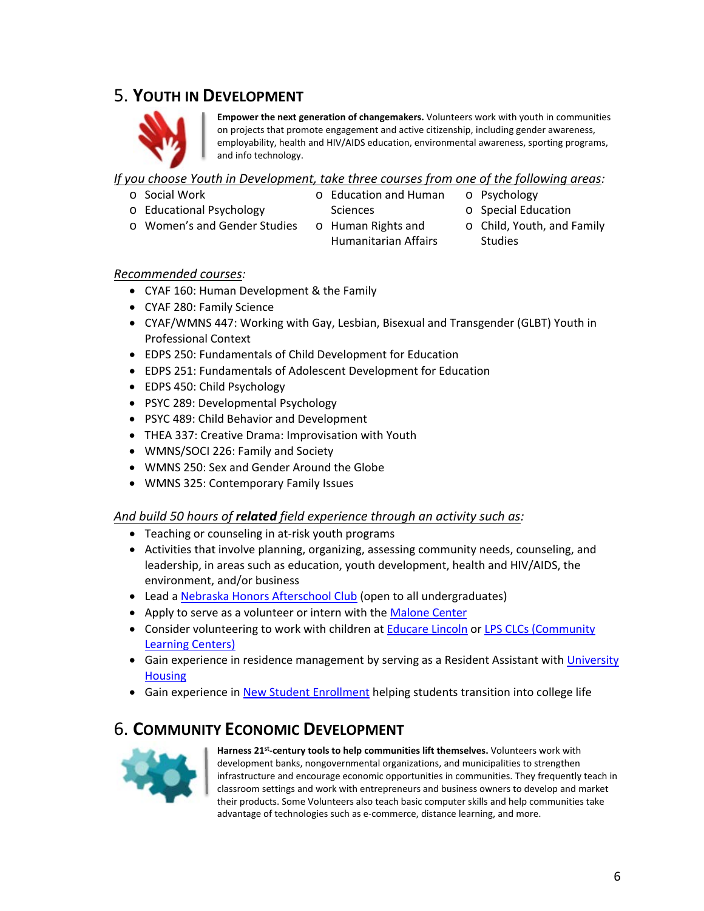## 5. Youth in Development

**Empower the next generation of changemakers.** Volunteers work with youth in communities on projects that promote engagement and active citizenship, including gender awareness, employability, health and HIV/AIDS education, environmental awareness, sporting programs, and info technology.

*If you choose Youth in Development, take three courses from one of the following areas:*

- Social Work
- Educational Psychology
- Women's and Gender Studies
- Education and Human Sciences
- Human Rights and Humanitarian Affairs
- Psychology
- Special Education
- Child, Youth, and Family Studies

*Recommended courses:*

- CYAF 160: Human Development & the Family
- CYAF 280: Family Science
- CYAF/WMNS 447: Working with Gay, Lesbian, Bisexual and Transgender (GLBT) Youth in Professional Context
- EDPS 250: Fundamentals of Child Development for Education
- EDPS 251: Fundamentals of Adolescent Development for Education
- EDPS 450: Child Psychology
- PSYC 289: Developmental Psychology
- PSYC 489: Child Behavior and Development
- THEA 337: Creative Drama: Improvisation with Youth
- WMNS/SOCI 226: Family and Society
- WMNS 250: Sex and Gender Around the Globe
- WMNS 325: Contemporary Family Issues

*And build 50 hours of **related** field experience through an activity such as:*

- Teaching or counseling in at-risk youth programs
- Activities that involve planning, organizing, assessing community needs, counseling, and leadership, in areas such as education, youth development, health and HIV/AIDS, the environment, and/or business
- Lead a Nebraska Honors Afterschool Club (open to all undergraduates)
- Apply to serve as a volunteer or intern with the Malone Center
- Consider volunteering to work with children at Educare Lincoln or LPS CLCs (Community Learning Centers)
- Gain experience in residence management by serving as a Resident Assistant with University Housing
- Gain experience in New Student Enrollment helping students transition into college life

## 6. Community Economic Development

**Harness 21st-century tools to help communities lift themselves.** Volunteers work with development banks, nongovernmental organizations, and municipalities to strengthen infrastructure and encourage economic opportunities in communities. They frequently teach in classroom settings and work with entrepreneurs and business owners to develop and market their products. Some Volunteers also teach basic computer skills and help communities take advantage of technologies such as e-commerce, distance learning, and more.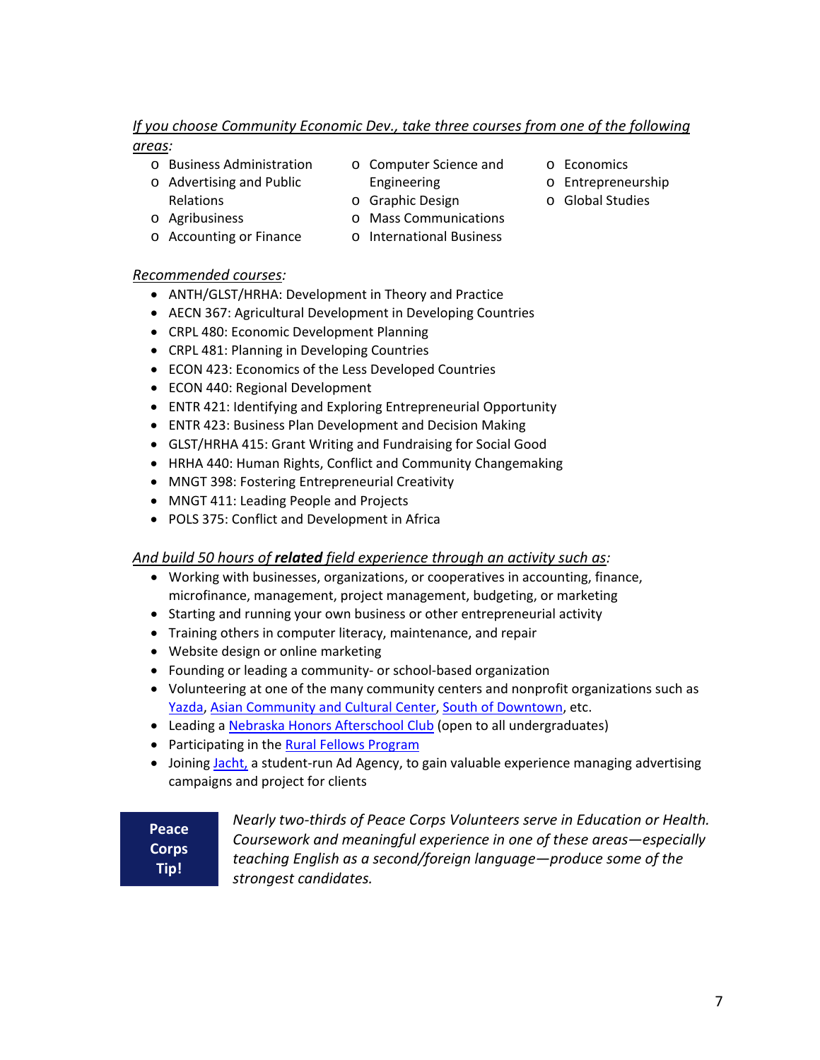*<u>If you choose Community Economic Dev., take three courses from one of the following areas</u>:*

- Business Administration
- Advertising and Public Relations
- Agribusiness
- Accounting or Finance
- Computer Science and Engineering
- Graphic Design
- Mass Communications
- International Business
- Economics
- Entrepreneurship
- Global Studies

*<u>Recommended courses</u>:*

- ANTH/GLST/HRHA: Development in Theory and Practice
- AECN 367: Agricultural Development in Developing Countries
- CRPL 480: Economic Development Planning
- CRPL 481: Planning in Developing Countries
- ECON 423: Economics of the Less Developed Countries
- ECON 440: Regional Development
- ENTR 421: Identifying and Exploring Entrepreneurial Opportunity
- ENTR 423: Business Plan Development and Decision Making
- GLST/HRHA 415: Grant Writing and Fundraising for Social Good
- HRHA 440: Human Rights, Conflict and Community Changemaking
- MNGT 398: Fostering Entrepreneurial Creativity
- MNGT 411: Leading People and Projects
- POLS 375: Conflict and Development in Africa

*<u>And build 50 hours of **related** field experience through an activity such as</u>:*

- Working with businesses, organizations, or cooperatives in accounting, finance, microfinance, management, project management, budgeting, or marketing
- Starting and running your own business or other entrepreneurial activity
- Training others in computer literacy, maintenance, and repair
- Website design or online marketing
- Founding or leading a community- or school-based organization
- Volunteering at one of the many community centers and nonprofit organizations such as Yazda, Asian Community and Cultural Center, South of Downtown, etc.
- Leading a Nebraska Honors Afterschool Club (open to all undergraduates)
- Participating in the Rural Fellows Program
- Joining Jacht, a student-run Ad Agency, to gain valuable experience managing advertising campaigns and project for clients

**Peace Corps Tip!**

*Nearly two-thirds of Peace Corps Volunteers serve in Education or Health. Coursework and meaningful experience in one of these areas—especially teaching English as a second/foreign language—produce some of the strongest candidates.*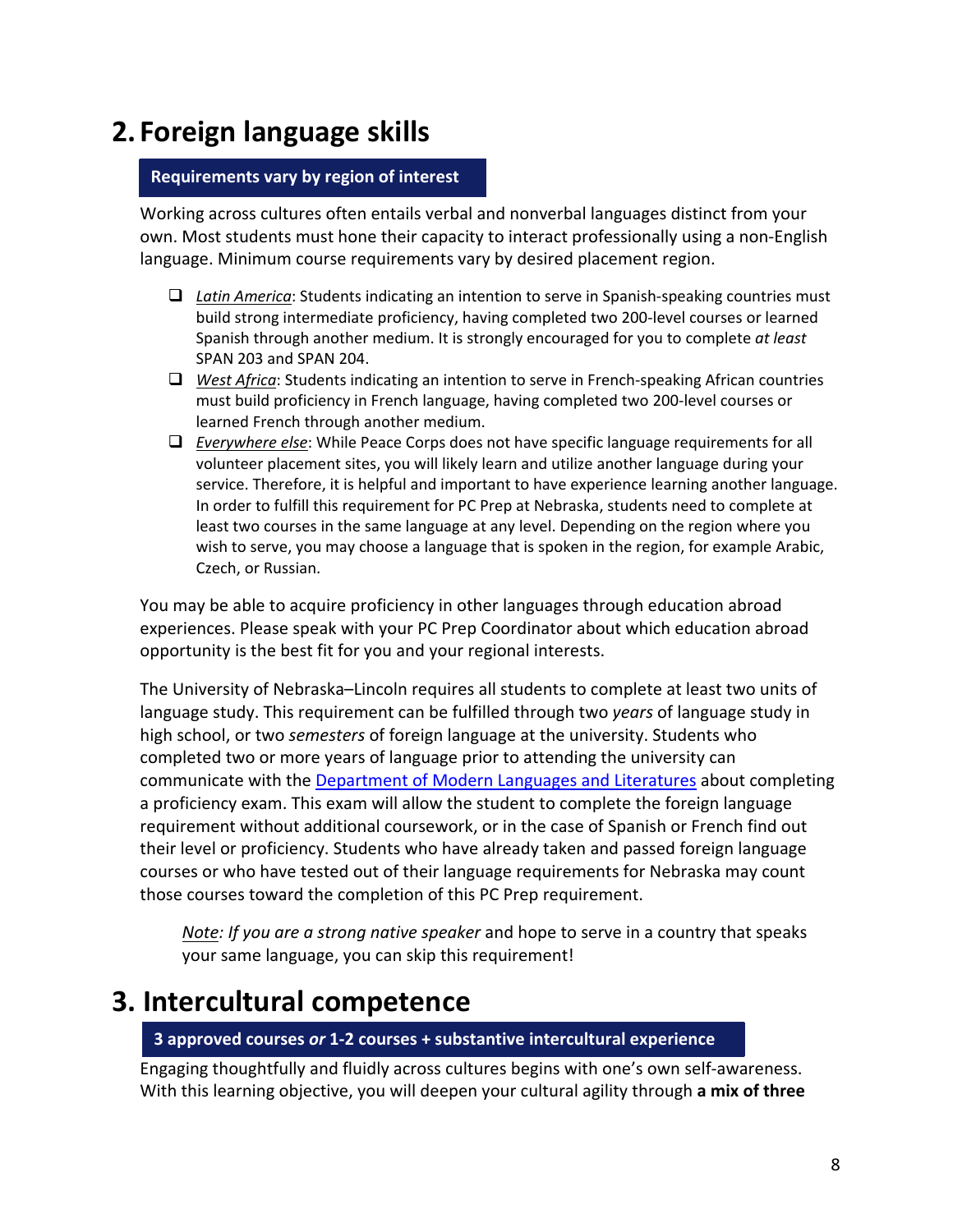## 2. Foreign language skills

**Requirements vary by region of interest**

Working across cultures often entails verbal and nonverbal languages distinct from your own. Most students must hone their capacity to interact professionally using a non-English language. Minimum course requirements vary by desired placement region.

- ❑ *Latin America*: Students indicating an intention to serve in Spanish-speaking countries must build strong intermediate proficiency, having completed two 200-level courses or learned Spanish through another medium. It is strongly encouraged for you to complete *at least* SPAN 203 and SPAN 204.
- ❑ *West Africa*: Students indicating an intention to serve in French-speaking African countries must build proficiency in French language, having completed two 200-level courses or learned French through another medium.
- ❑ *Everywhere else*: While Peace Corps does not have specific language requirements for all volunteer placement sites, you will likely learn and utilize another language during your service. Therefore, it is helpful and important to have experience learning another language. In order to fulfill this requirement for PC Prep at Nebraska, students need to complete at least two courses in the same language at any level. Depending on the region where you wish to serve, you may choose a language that is spoken in the region, for example Arabic, Czech, or Russian.

You may be able to acquire proficiency in other languages through education abroad experiences. Please speak with your PC Prep Coordinator about which education abroad opportunity is the best fit for you and your regional interests.

The University of Nebraska–Lincoln requires all students to complete at least two units of language study. This requirement can be fulfilled through two *years* of language study in high school, or two *semesters* of foreign language at the university. Students who completed two or more years of language prior to attending the university can communicate with the Department of Modern Languages and Literatures about completing a proficiency exam. This exam will allow the student to complete the foreign language requirement without additional coursework, or in the case of Spanish or French find out their level or proficiency. Students who have already taken and passed foreign language courses or who have tested out of their language requirements for Nebraska may count those courses toward the completion of this PC Prep requirement.

> *Note: If you are a strong native speaker* and hope to serve in a country that speaks your same language, you can skip this requirement!

## 3. Intercultural competence

**3 approved courses *or* 1-2 courses + substantive intercultural experience**

Engaging thoughtfully and fluidly across cultures begins with one's own self-awareness. With this learning objective, you will deepen your cultural agility through **a mix of three**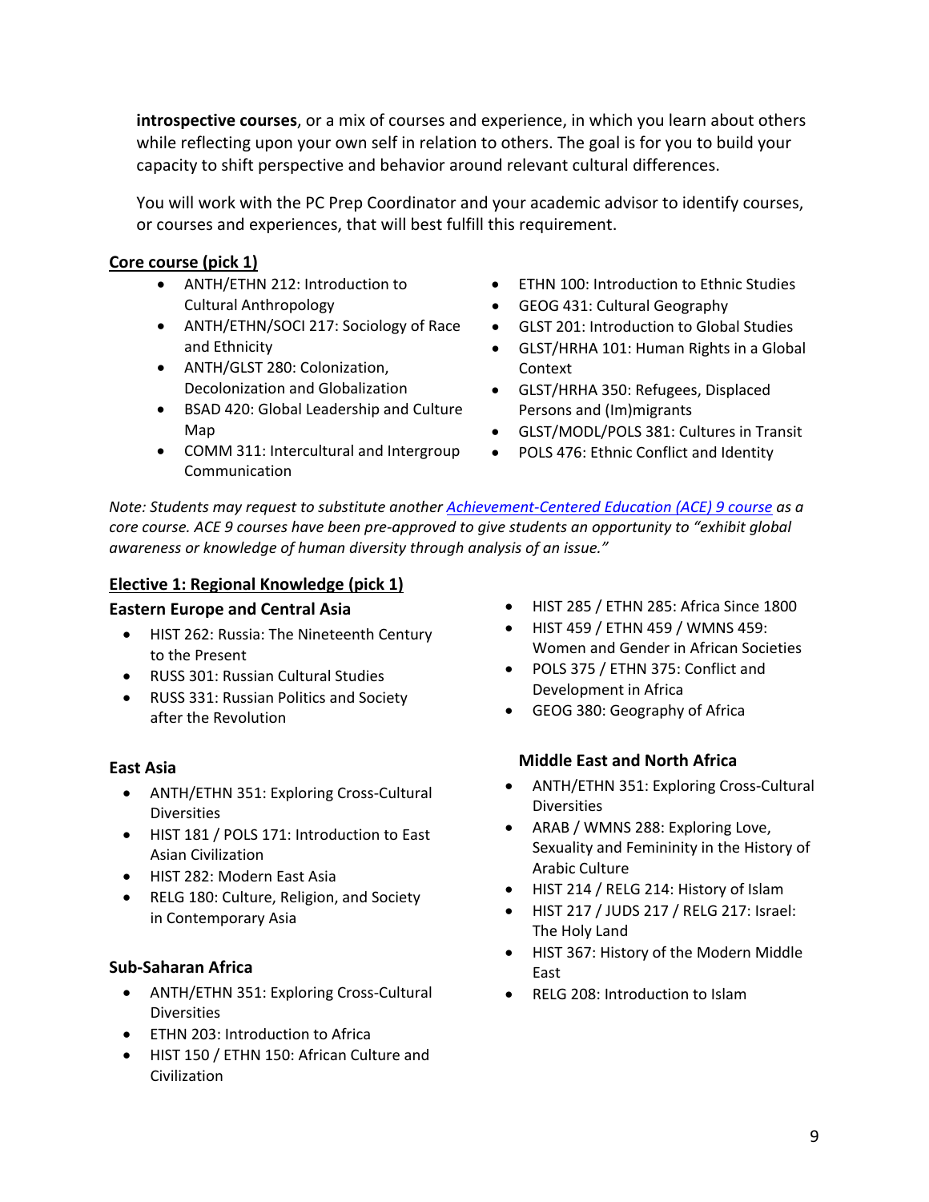**introspective courses**, or a mix of courses and experience, in which you learn about others while reflecting upon your own self in relation to others. The goal is for you to build your capacity to shift perspective and behavior around relevant cultural differences.

You will work with the PC Prep Coordinator and your academic advisor to identify courses, or courses and experiences, that will best fulfill this requirement.

**Core course (pick 1)**

- ANTH/ETHN 212: Introduction to Cultural Anthropology
- ANTH/ETHN/SOCI 217: Sociology of Race and Ethnicity
- ANTH/GLST 280: Colonization, Decolonization and Globalization
- BSAD 420: Global Leadership and Culture Map
- COMM 311: Intercultural and Intergroup Communication
- ETHN 100: Introduction to Ethnic Studies
- GEOG 431: Cultural Geography
- GLST 201: Introduction to Global Studies
- GLST/HRHA 101: Human Rights in a Global Context
- GLST/HRHA 350: Refugees, Displaced Persons and (Im)migrants
- GLST/MODL/POLS 381: Cultures in Transit
- POLS 476: Ethnic Conflict and Identity

*Note: Students may request to substitute another Achievement-Centered Education (ACE) 9 course as a core course. ACE 9 courses have been pre-approved to give students an opportunity to "exhibit global awareness or knowledge of human diversity through analysis of an issue."*

**Elective 1: Regional Knowledge (pick 1)**

**Eastern Europe and Central Asia**

- HIST 262: Russia: The Nineteenth Century to the Present
- RUSS 301: Russian Cultural Studies
- RUSS 331: Russian Politics and Society after the Revolution

**East Asia**

- ANTH/ETHN 351: Exploring Cross-Cultural Diversities
- HIST 181 / POLS 171: Introduction to East Asian Civilization
- HIST 282: Modern East Asia
- RELG 180: Culture, Religion, and Society in Contemporary Asia

**Sub-Saharan Africa**

- ANTH/ETHN 351: Exploring Cross-Cultural Diversities
- ETHN 203: Introduction to Africa
- HIST 150 / ETHN 150: African Culture and Civilization
- HIST 285 / ETHN 285: Africa Since 1800
- HIST 459 / ETHN 459 / WMNS 459: Women and Gender in African Societies
- POLS 375 / ETHN 375: Conflict and Development in Africa
- GEOG 380: Geography of Africa

**Middle East and North Africa**

- ANTH/ETHN 351: Exploring Cross-Cultural Diversities
- ARAB / WMNS 288: Exploring Love, Sexuality and Femininity in the History of Arabic Culture
- HIST 214 / RELG 214: History of Islam
- HIST 217 / JUDS 217 / RELG 217: Israel: The Holy Land
- HIST 367: History of the Modern Middle East
- RELG 208: Introduction to Islam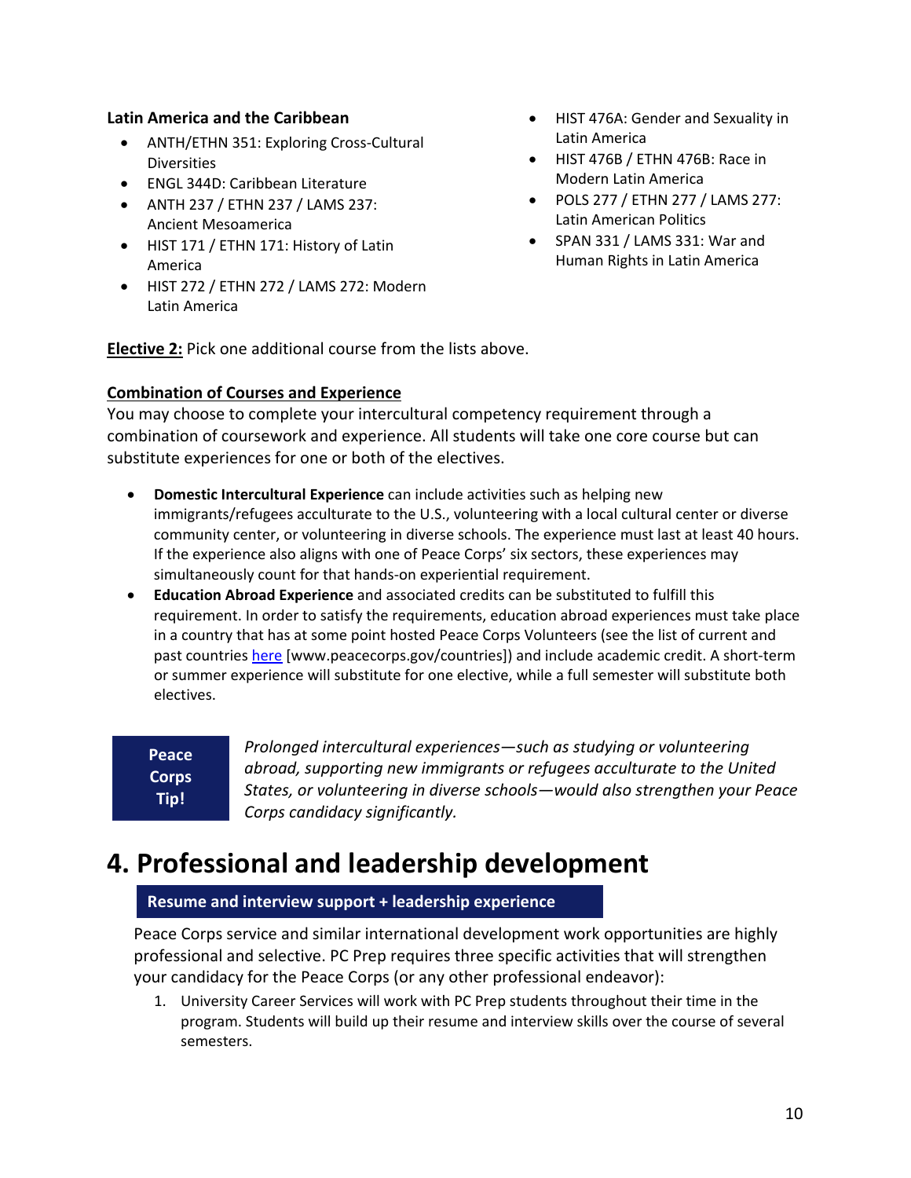**Latin America and the Caribbean**

- ANTH/ETHN 351: Exploring Cross-Cultural Diversities
- ENGL 344D: Caribbean Literature
- ANTH 237 / ETHN 237 / LAMS 237: Ancient Mesoamerica
- HIST 171 / ETHN 171: History of Latin America
- HIST 272 / ETHN 272 / LAMS 272: Modern Latin America
- HIST 476A: Gender and Sexuality in Latin America
- HIST 476B / ETHN 476B: Race in Modern Latin America
- POLS 277 / ETHN 277 / LAMS 277: Latin American Politics
- SPAN 331 / LAMS 331: War and Human Rights in Latin America

**Elective 2:** Pick one additional course from the lists above.

**Combination of Courses and Experience**

You may choose to complete your intercultural competency requirement through a combination of coursework and experience. All students will take one core course but can substitute experiences for one or both of the electives.

- **Domestic Intercultural Experience** can include activities such as helping new immigrants/refugees acculturate to the U.S., volunteering with a local cultural center or diverse community center, or volunteering in diverse schools. The experience must last at least 40 hours. If the experience also aligns with one of Peace Corps' six sectors, these experiences may simultaneously count for that hands-on experiential requirement.
- **Education Abroad Experience** and associated credits can be substituted to fulfill this requirement. In order to satisfy the requirements, education abroad experiences must take place in a country that has at some point hosted Peace Corps Volunteers (see the list of current and past countries here [www.peacecorps.gov/countries]) and include academic credit. A short-term or summer experience will substitute for one elective, while a full semester will substitute both electives.

**Peace Corps Tip!**

*Prolonged intercultural experiences—such as studying or volunteering abroad, supporting new immigrants or refugees acculturate to the United States, or volunteering in diverse schools—would also strengthen your Peace Corps candidacy significantly.*

# 4. Professional and leadership development

**Resume and interview support + leadership experience**

Peace Corps service and similar international development work opportunities are highly professional and selective. PC Prep requires three specific activities that will strengthen your candidacy for the Peace Corps (or any other professional endeavor):

1. University Career Services will work with PC Prep students throughout their time in the program. Students will build up their resume and interview skills over the course of several semesters.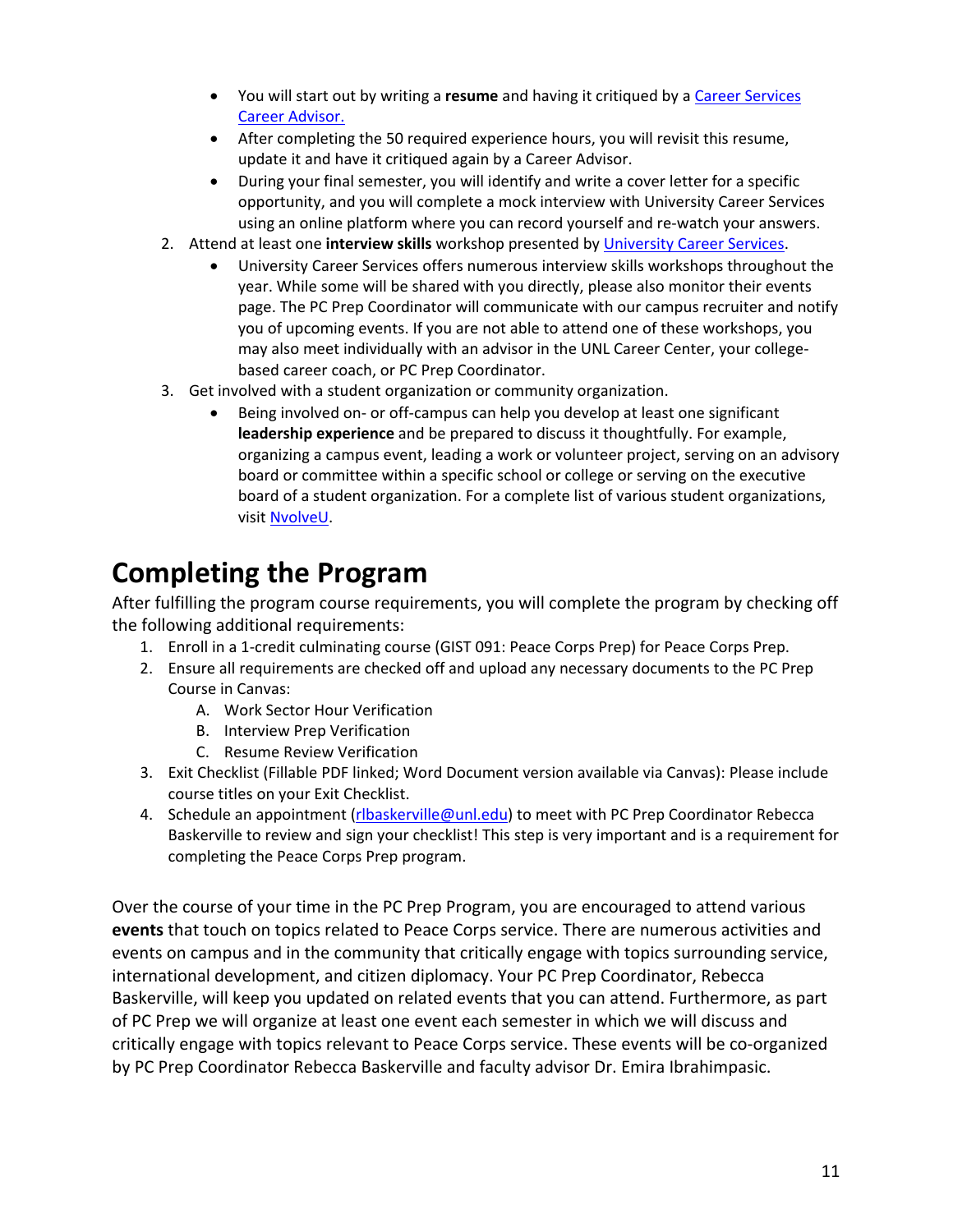- You will start out by writing a **resume** and having it critiqued by a [Career Services Career Advisor.]
    - After completing the 50 required experience hours, you will revisit this resume, update it and have it critiqued again by a Career Advisor.
    - During your final semester, you will identify and write a cover letter for a specific opportunity, and you will complete a mock interview with University Career Services using an online platform where you can record yourself and re-watch your answers.
2. Attend at least one **interview skills** workshop presented by University Career Services.
    - University Career Services offers numerous interview skills workshops throughout the year. While some will be shared with you directly, please also monitor their events page. The PC Prep Coordinator will communicate with our campus recruiter and notify you of upcoming events. If you are not able to attend one of these workshops, you may also meet individually with an advisor in the UNL Career Center, your college-based career coach, or PC Prep Coordinator.
3. Get involved with a student organization or community organization.
    - Being involved on- or off-campus can help you develop at least one significant **leadership experience** and be prepared to discuss it thoughtfully. For example, organizing a campus event, leading a work or volunteer project, serving on an advisory board or committee within a specific school or college or serving on the executive board of a student organization. For a complete list of various student organizations, visit NvolveU.

# Completing the Program

After fulfilling the program course requirements, you will complete the program by checking off the following additional requirements:

1. Enroll in a 1-credit culminating course (GIST 091: Peace Corps Prep) for Peace Corps Prep.
2. Ensure all requirements are checked off and upload any necessary documents to the PC Prep Course in Canvas:
    A. Work Sector Hour Verification
    B. Interview Prep Verification
    C. Resume Review Verification
3. Exit Checklist (Fillable PDF linked; Word Document version available via Canvas): Please include course titles on your Exit Checklist.
4. Schedule an appointment (rlbaskerville@unl.edu) to meet with PC Prep Coordinator Rebecca Baskerville to review and sign your checklist! This step is very important and is a requirement for completing the Peace Corps Prep program.

Over the course of your time in the PC Prep Program, you are encouraged to attend various **events** that touch on topics related to Peace Corps service. There are numerous activities and events on campus and in the community that critically engage with topics surrounding service, international development, and citizen diplomacy. Your PC Prep Coordinator, Rebecca Baskerville, will keep you updated on related events that you can attend. Furthermore, as part of PC Prep we will organize at least one event each semester in which we will discuss and critically engage with topics relevant to Peace Corps service. These events will be co-organized by PC Prep Coordinator Rebecca Baskerville and faculty advisor Dr. Emira Ibrahimpasic.